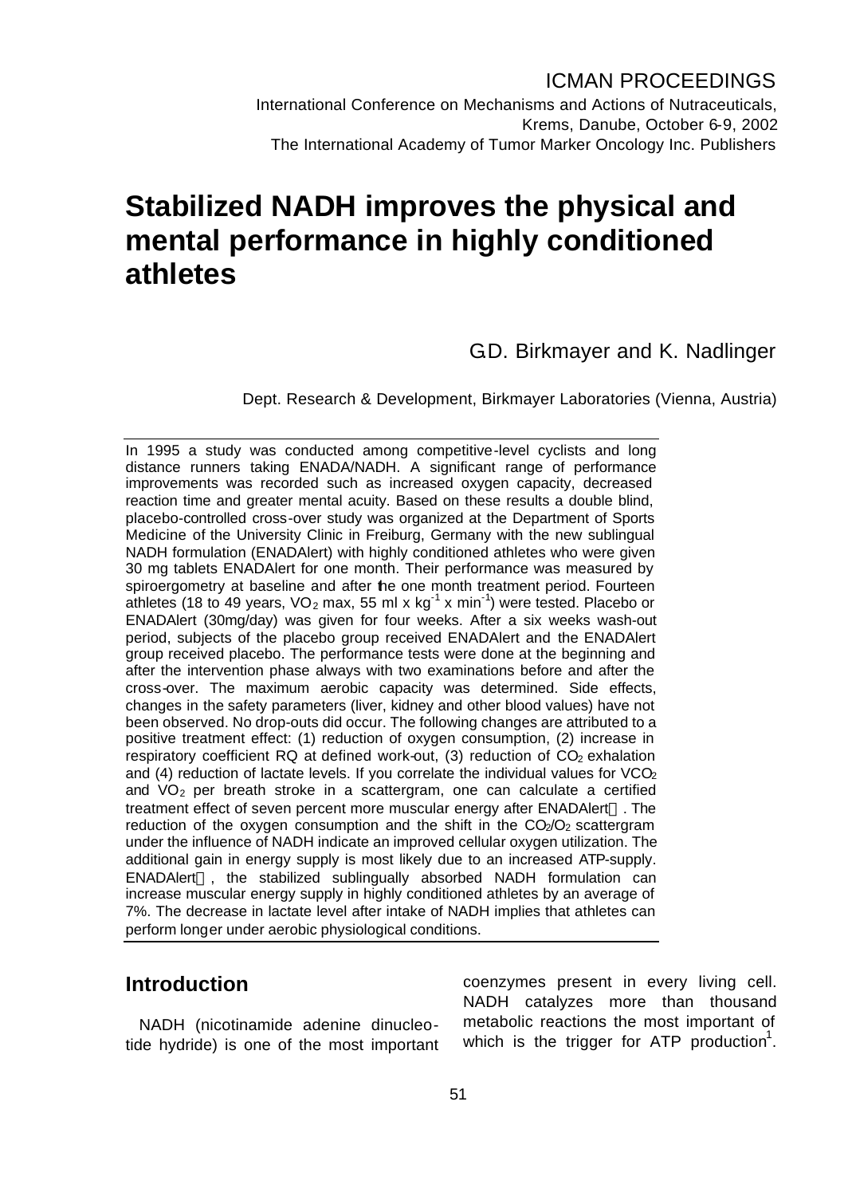ICMAN PROCEEDINGS

International Conference on Mechanisms and Actions of Nutraceuticals, Krems, Danube, October 6-9, 2002
The International Academy of Tumor Marker Oncology Inc. Publishers

# Stabilized NADH improves the physical and mental performance in highly conditioned athletes

G.D. Birkmayer and K. Nadlinger

Dept. Research & Development, Birkmayer Laboratories (Vienna, Austria)

In 1995 a study was conducted among competitive-level cyclists and long distance runners taking ENADA/NADH. A significant range of performance improvements was recorded such as increased oxygen capacity, decreased reaction time and greater mental acuity. Based on these results a double blind, placebo-controlled cross-over study was organized at the Department of Sports Medicine of the University Clinic in Freiburg, Germany with the new sublingual NADH formulation (ENADAlert) with highly conditioned athletes who were given 30 mg tablets ENADAlert for one month. Their performance was measured by spiroergometry at baseline and after the one month treatment period. Fourteen athletes (18 to 49 years, $VO_2$ max, 55 ml x $kg^{-1}$ x $min^{-1}$) were tested. Placebo or ENADAlert (30mg/day) was given for four weeks. After a six weeks wash-out period, subjects of the placebo group received ENADAlert and the ENADAlert group received placebo. The performance tests were done at the beginning and after the intervention phase always with two examinations before and after the cross-over. The maximum aerobic capacity was determined. Side effects, changes in the safety parameters (liver, kidney and other blood values) have not been observed. No drop-outs did occur. The following changes are attributed to a positive treatment effect: (1) reduction of oxygen consumption, (2) increase in respiratory coefficient RQ at defined work-out, (3) reduction of $CO_2$ exhalation and (4) reduction of lactate levels. If you correlate the individual values for $VCO_2$ and $VO_2$ per breath stroke in a scattergram, one can calculate a certified treatment effect of seven percent more muscular energy after ENADAlert. The reduction of the oxygen consumption and the shift in the $CO_2/O_2$ scattergram under the influence of NADH indicate an improved cellular oxygen utilization. The additional gain in energy supply is most likely due to an increased ATP-supply. ENADAlert, the stabilized sublingually absorbed NADH formulation can increase muscular energy supply in highly conditioned athletes by an average of 7%. The decrease in lactate level after intake of NADH implies that athletes can perform longer under aerobic physiological conditions.

## Introduction

NADH (nicotinamide adenine dinucleotide hydride) is one of the most important coenzymes present in every living cell. NADH catalyzes more than thousand metabolic reactions the most important of which is the trigger for ATP production[1].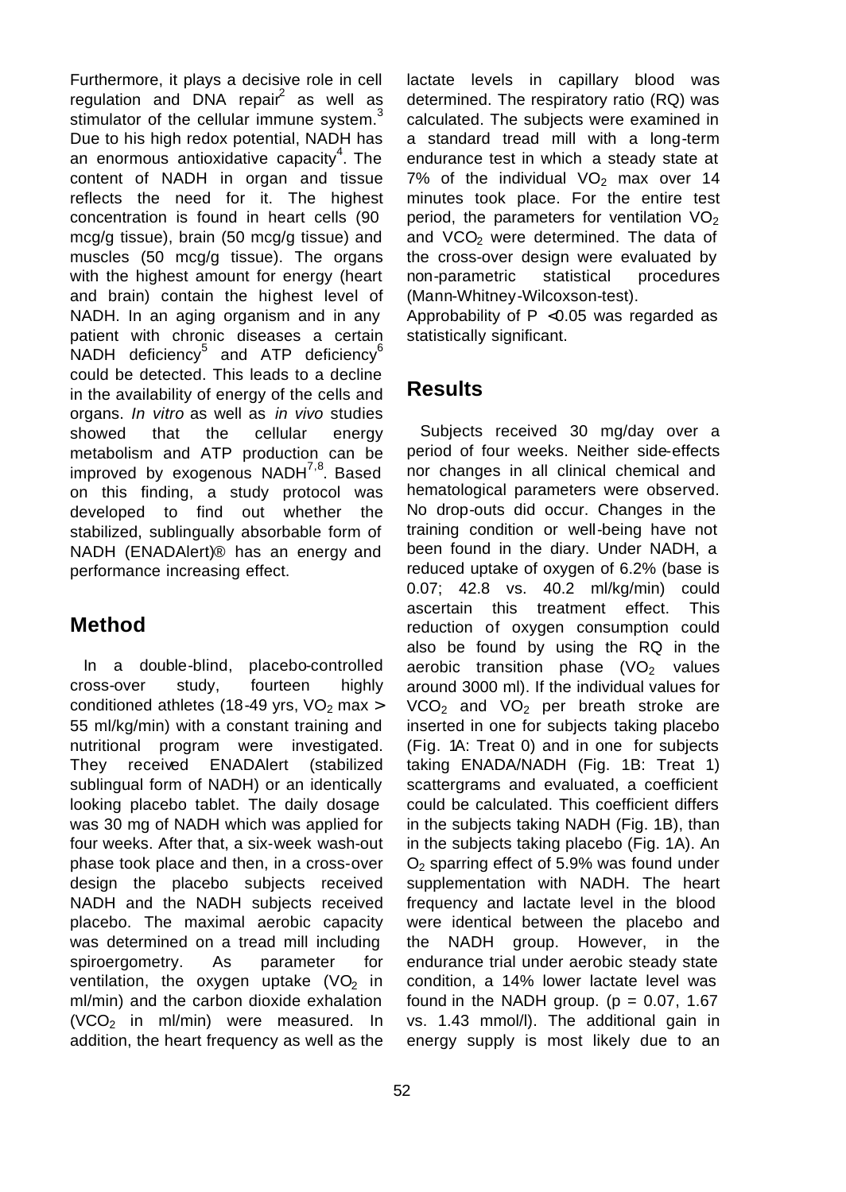Furthermore, it plays a decisive role in cell regulation and DNA repair[2] as well as stimulator of the cellular immune system.[3] Due to his high redox potential, NADH has an enormous antioxidative capacity[4]. The content of NADH in organ and tissue reflects the need for it. The highest concentration is found in heart cells (90 mcg/g tissue), brain (50 mcg/g tissue) and muscles (50 mcg/g tissue). The organs with the highest amount for energy (heart and brain) contain the highest level of NADH. In an aging organism and in any patient with chronic diseases a certain NADH deficiency[5] and ATP deficiency[6] could be detected. This leads to a decline in the availability of energy of the cells and organs. *In vitro* as well as *in vivo* studies showed that the cellular energy metabolism and ATP production can be improved by exogenous NADH[7,8]. Based on this finding, a study protocol was developed to find out whether the stabilized, sublingually absorbable form of NADH (ENADAlert)® has an energy and performance increasing effect.

## Method

In a double-blind, placebo-controlled cross-over study, fourteen highly conditioned athletes (18-49 yrs, $VO_2$ max > 55 ml/kg/min) with a constant training and nutritional program were investigated. They received ENADAlert (stabilized sublingual form of NADH) or an identically looking placebo tablet. The daily dosage was 30 mg of NADH which was applied for four weeks. After that, a six-week wash-out phase took place and then, in a cross-over design the placebo subjects received NADH and the NADH subjects received placebo. The maximal aerobic capacity was determined on a tread mill including spiroergometry. As parameter for ventilation, the oxygen uptake ($VO_2$ in ml/min) and the carbon dioxide exhalation ($VCO_2$ in ml/min) were measured. In addition, the heart frequency as well as the lactate levels in capillary blood was determined. The respiratory ratio (RQ) was calculated. The subjects were examined in a standard tread mill with a long-term endurance test in which a steady state at 7% of the individual $VO_2$ max over 14 minutes took place. For the entire test period, the parameters for ventilation $VO_2$ and $VCO_2$ were determined. The data of the cross-over design were evaluated by non-parametric statistical procedures (Mann-Whitney-Wilcoxson-test).

Approbability of $P < 0.05$ was regarded as statistically significant.

## Results

Subjects received 30 mg/day over a period of four weeks. Neither side-effects nor changes in all clinical chemical and hematological parameters were observed. No drop-outs did occur. Changes in the training condition or well-being have not been found in the diary. Under NADH, a reduced uptake of oxygen of 6.2% (base is 0.07; 42.8 vs. 40.2 ml/kg/min) could ascertain this treatment effect. This reduction of oxygen consumption could also be found by using the RQ in the aerobic transition phase ($VO_2$ values around 3000 ml). If the individual values for $VCO_2$ and $VO_2$ per breath stroke are inserted in one for subjects taking placebo (Fig. 1A: Treat 0) and in one for subjects taking ENADA/NADH (Fig. 1B: Treat 1) scattergrams and evaluated, a coefficient could be calculated. This coefficient differs in the subjects taking NADH (Fig. 1B), than in the subjects taking placebo (Fig. 1A). An $O_2$ sparring effect of 5.9% was found under supplementation with NADH. The heart frequency and lactate level in the blood were identical between the placebo and the NADH group. However, in the endurance trial under aerobic steady state condition, a 14% lower lactate level was found in the NADH group. ($p = 0.07$, 1.67 vs. 1.43 mmol/l). The additional gain in energy supply is most likely due to an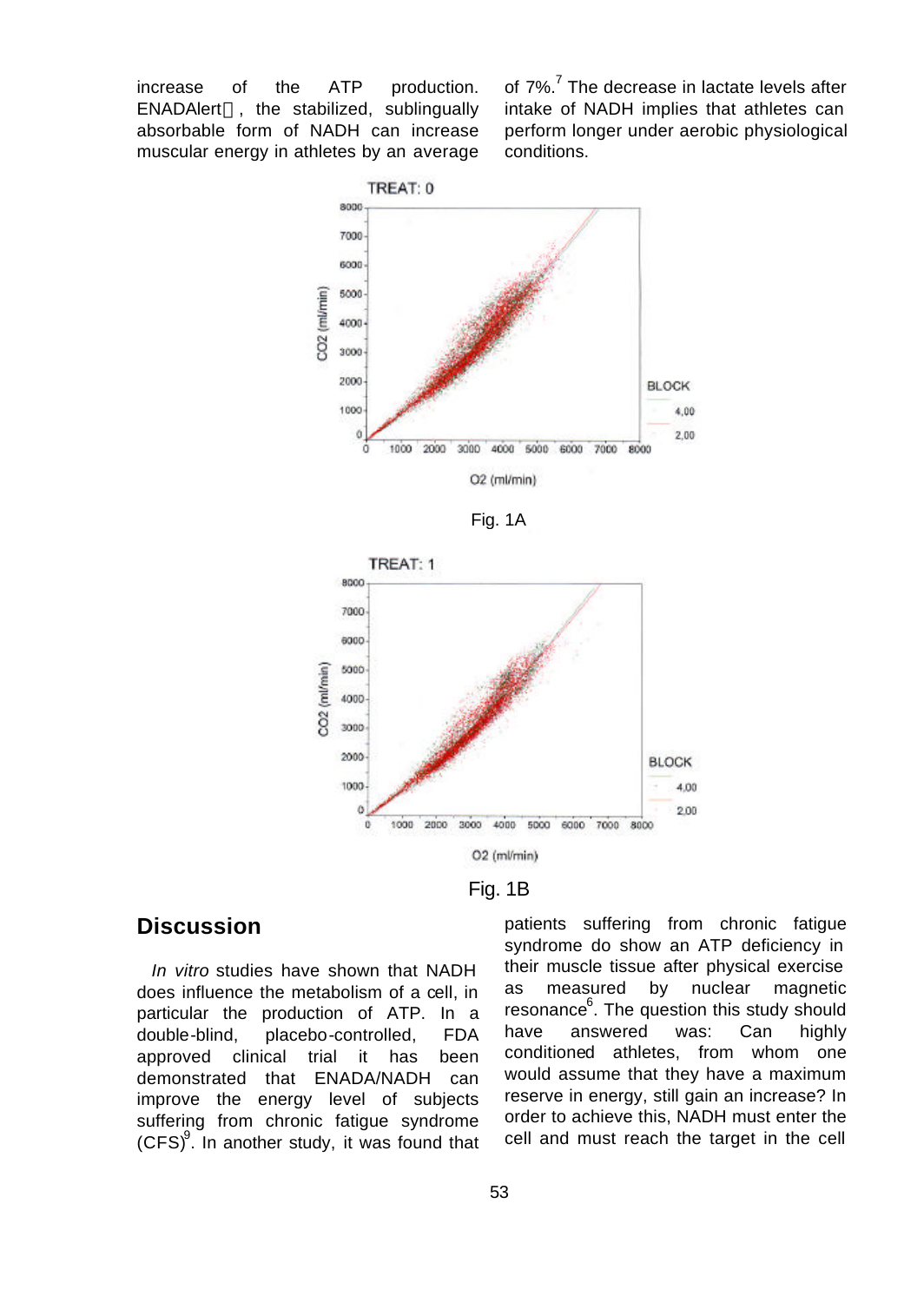increase of the ATP production. ENADAlert, the stabilized, sublingually absorbable form of NADH can increase muscular energy in athletes by an average of 7%.[7] The decrease in lactate levels after intake of NADH implies that athletes can perform longer under aerobic physiological conditions.

TREAT: 0

CO2 (ml/min)

8000
7000
6000
5000
4000
3000
2000
1000
0

0 1000 2000 3000 4000 5000 6000 7000 8000

O2 (ml/min)

BLOCK
4,00
2,00

Fig. 1A

TREAT: 1

CO2 (ml/min)

8000
7000
6000
5000
4000
3000
2000
1000
0

0 1000 2000 3000 4000 5000 6000 7000 8000

O2 (ml/min)

BLOCK
4,00
2,00

Fig. 1B

## Discussion

*In vitro* studies have shown that NADH does influence the metabolism of a cell, in particular the production of ATP. In a double-blind, placebo-controlled, FDA approved clinical trial it has been demonstrated that ENADA/NADH can improve the energy level of subjects suffering from chronic fatigue syndrome (CFS)[9]. In another study, it was found that patients suffering from chronic fatigue syndrome do show an ATP deficiency in their muscle tissue after physical exercise as measured by nuclear magnetic resonance[6]. The question this study should have answered was: Can highly conditioned athletes, from whom one would assume that they have a maximum reserve in energy, still gain an increase? In order to achieve this, NADH must enter the cell and must reach the target in the cell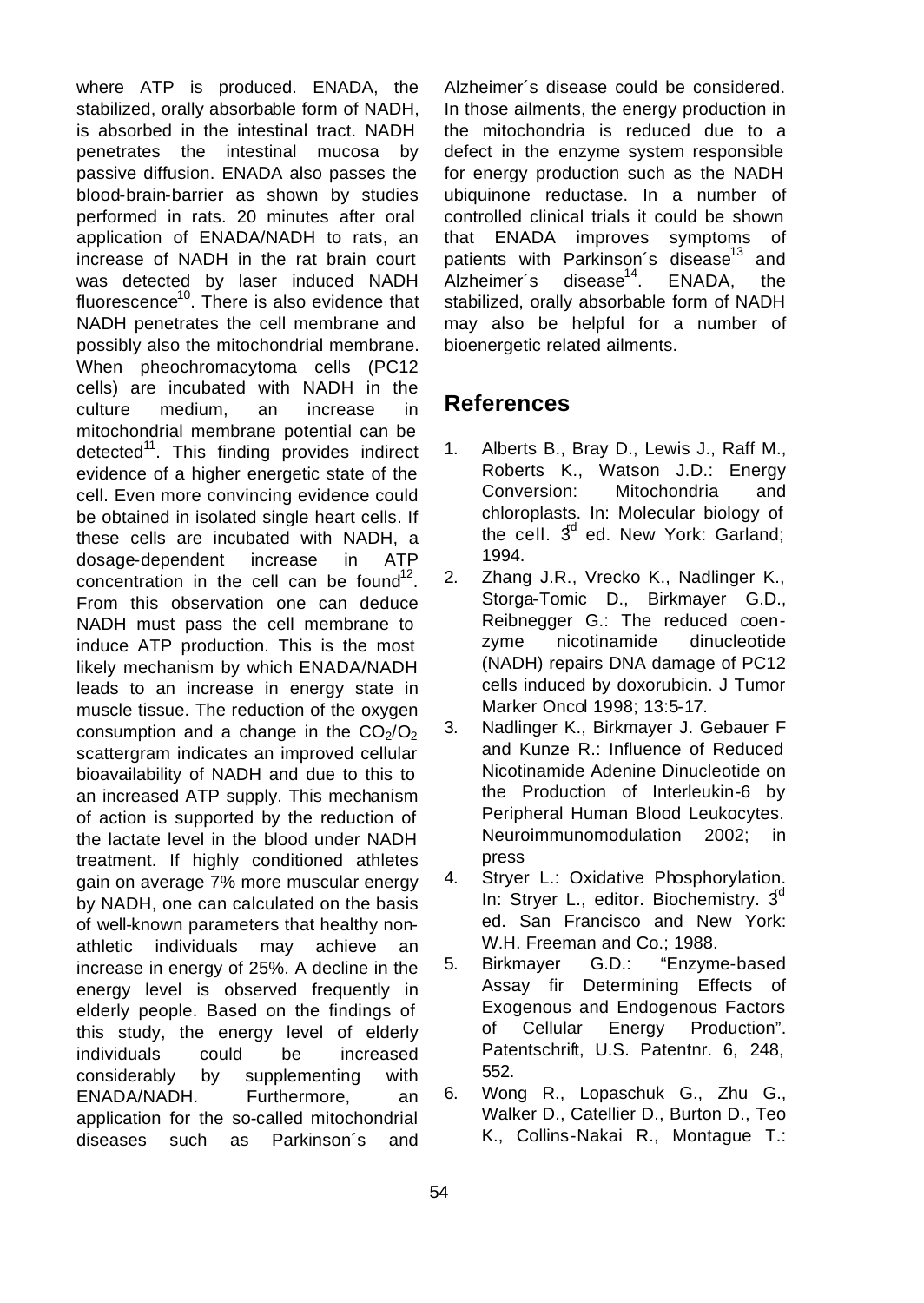where ATP is produced. ENADA, the stabilized, orally absorbable form of NADH, is absorbed in the intestinal tract. NADH penetrates the intestinal mucosa by passive diffusion. ENADA also passes the blood-brain-barrier as shown by studies performed in rats. 20 minutes after oral application of ENADA/NADH to rats, an increase of NADH in the rat brain court was detected by laser induced NADH fluorescence[10]. There is also evidence that NADH penetrates the cell membrane and possibly also the mitochondrial membrane. When pheochromacytoma cells (PC12 cells) are incubated with NADH in the culture medium, an increase in mitochondrial membrane potential can be detected[11]. This finding provides indirect evidence of a higher energetic state of the cell. Even more convincing evidence could be obtained in isolated single heart cells. If these cells are incubated with NADH, a dosage-dependent increase in ATP concentration in the cell can be found[12]. From this observation one can deduce NADH must pass the cell membrane to induce ATP production. This is the most likely mechanism by which ENADA/NADH leads to an increase in energy state in muscle tissue. The reduction of the oxygen consumption and a change in the $CO_2/O_2$ scattergram indicates an improved cellular bioavailability of NADH and due to this to an increased ATP supply. This mechanism of action is supported by the reduction of the lactate level in the blood under NADH treatment. If highly conditioned athletes gain on average 7% more muscular energy by NADH, one can calculated on the basis of well-known parameters that healthy non-athletic individuals may achieve an increase in energy of 25%. A decline in the energy level is observed frequently in elderly people. Based on the findings of this study, the energy level of elderly individuals could be increased considerably by supplementing with ENADA/NADH. Furthermore, an application for the so-called mitochondrial diseases such as Parkinson´s and Alzheimer´s disease could be considered. In those ailments, the energy production in the mitochondria is reduced due to a defect in the enzyme system responsible for energy production such as the NADH ubiquinone reductase. In a number of controlled clinical trials it could be shown that ENADA improves symptoms of patients with Parkinson´s disease[13] and Alzheimer´s disease[14]. ENADA, the stabilized, orally absorbable form of NADH may also be helpful for a number of bioenergetic related ailments.

## References

1. Alberts B., Bray D., Lewis J., Raff M., Roberts K., Watson J.D.: Energy Conversion: Mitochondria and chloroplasts. In: Molecular biology of the cell. 3rd ed. New York: Garland; 1994.
2. Zhang J.R., Vrecko K., Nadlinger K., Storga-Tomic D., Birkmayer G.D., Reibnegger G.: The reduced coenzyme nicotinamide dinucleotide (NADH) repairs DNA damage of PC12 cells induced by doxorubicin. J Tumor Marker Oncol 1998; 13:5-17.
3. Nadlinger K., Birkmayer J. Gebauer F and Kunze R.: Influence of Reduced Nicotinamide Adenine Dinucleotide on the Production of Interleukin-6 by Peripheral Human Blood Leukocytes. Neuroimmunomodulation 2002; in press
4. Stryer L.: Oxidative Phosphorylation. In: Stryer L., editor. Biochemistry. 3rd ed. San Francisco and New York: W.H. Freeman and Co.; 1988.
5. Birkmayer G.D.: "Enzyme-based Assay fir Determining Effects of Exogenous and Endogenous Factors of Cellular Energy Production". Patentschrift, U.S. Patentnr. 6, 248, 552.
6. Wong R., Lopaschuk G., Zhu G., Walker D., Catellier D., Burton D., Teo K., Collins-Nakai R., Montague T.: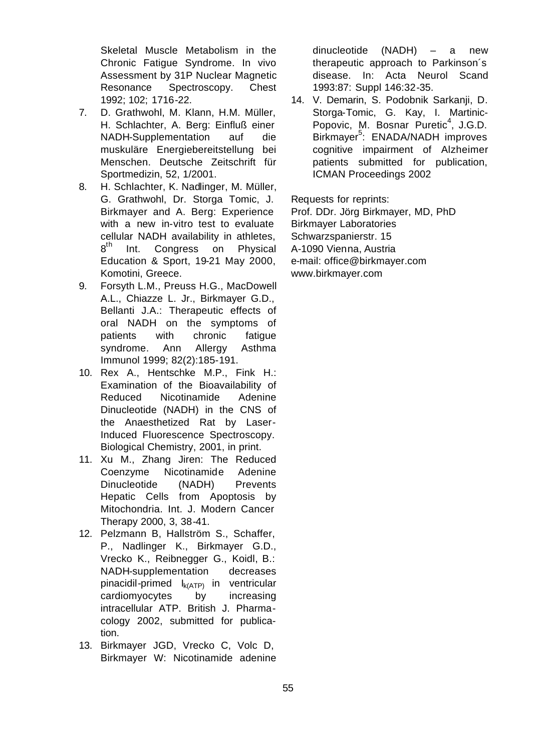Skeletal Muscle Metabolism in the Chronic Fatigue Syndrome. In vivo Assessment by 31P Nuclear Magnetic Resonance Spectroscopy. Chest 1992; 102; 1716-22.

7. D. Grathwohl, M. Klann, H.M. Müller, H. Schlachter, A. Berg: Einfluß einer NADH-Supplementation auf die muskuläre Energiebereitstellung bei Menschen. Deutsche Zeitschrift für Sportmedizin, 52, 1/2001.
8. H. Schlachter, K. Nadlinger, M. Müller, G. Grathwohl, Dr. Storga Tomic, J. Birkmayer and A. Berg: Experience with a new in-vitro test to evaluate cellular NADH availability in athletes, 8th Int. Congress on Physical Education & Sport, 19-21 May 2000, Komotini, Greece.
9. Forsyth L.M., Preuss H.G., MacDowell A.L., Chiazze L. Jr., Birkmayer G.D., Bellanti J.A.: Therapeutic effects of oral NADH on the symptoms of patients with chronic fatigue syndrome. Ann Allergy Asthma Immunol 1999; 82(2):185-191.
10. Rex A., Hentschke M.P., Fink H.: Examination of the Bioavailability of Reduced Nicotinamide Adenine Dinucleotide (NADH) in the CNS of the Anaesthetized Rat by Laser-Induced Fluorescence Spectroscopy. Biological Chemistry, 2001, in print.
11. Xu M., Zhang Jiren: The Reduced Coenzyme Nicotinamide Adenine Dinucleotide (NADH) Prevents Hepatic Cells from Apoptosis by Mitochondria. Int. J. Modern Cancer Therapy 2000, 3, 38-41.
12. Pelzmann B, Hallström S., Schaffer, P., Nadlinger K., Birkmayer G.D., Vrecko K., Reibnegger G., Koidl, B.: NADH-supplementation decreases pinacidil-primed $I_{k(ATP)}$ in ventricular cardiomyocytes by increasing intracellular ATP. British J. Pharmacology 2002, submitted for publication.
13. Birkmayer JGD, Vrecko C, Volc D, Birkmayer W: Nicotinamide adenine dinucleotide (NADH) – a new therapeutic approach to Parkinson´s disease. In: Acta Neurol Scand 1993:87: Suppl 146:32-35.
14. V. Demarin, S. Podobnik Sarkanji, D. Storga-Tomic, G. Kay, I. Martinic-Popovic, M. Bosnar Puretic[4], J.G.D. Birkmayer[5]: ENADA/NADH improves cognitive impairment of Alzheimer patients submitted for publication, ICMAN Proceedings 2002

Requests for reprints:
Prof. DDr. Jörg Birkmayer, MD, PhD
Birkmayer Laboratories
Schwarzspanierstr. 15
A-1090 Vienna, Austria
e-mail: office@birkmayer.com
www.birkmayer.com